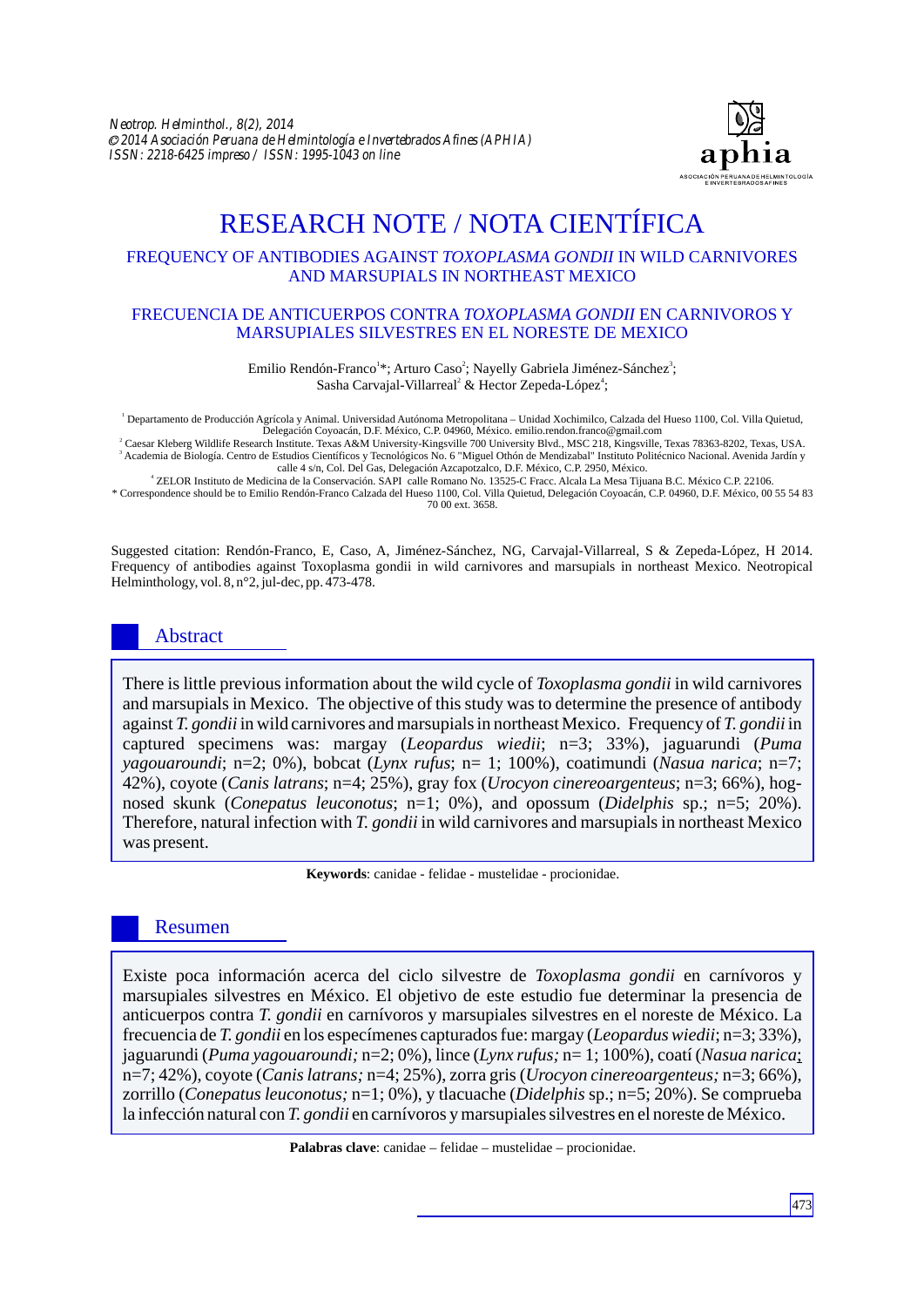# RESEARCH NOTE / NOTA CIENTÍFICA

## FREQUENCY OF ANTIBODIES AGAINST *TOXOPLASMA GONDII* IN WILD CARNIVORES AND MARSUPIALS IN NORTHEAST MEXICO

## FRECUENCIA DE ANTICUERPOS CONTRA *TOXOPLASMA GONDII* EN CARNIVOROS Y MARSUPIALES SILVESTRES EN EL NORESTE DE MEXICO

Emilio Rendón-Franco[1]*; Arturo Caso[2]; Nayelly Gabriela Jiménez-Sánchez[3]; Sasha Carvajal-Villarreal[2] & Hector Zepeda-López[4];

[1] Departamento de Producción Agrícola y Animal. Universidad Autónoma Metropolitana – Unidad Xochimilco, Calzada del Hueso 1100, Col. Villa Quietud, Delegación Coyoacán, D.F. México, C.P. 04960, México. emilio.rendon.franco@gmail.com

[2] Caesar Kleberg Wildlife Research Institute. Texas A&M University-Kingsville 700 University Blvd., MSC 218, Kingsville, Texas 78363-8202, Texas, USA.

[3] Academia de Biología. Centro de Estudios Científicos y Tecnológicos No. 6 "Miguel Othón de Mendizabal" Instituto Politécnico Nacional. Avenida Jardín y calle 4 s/n, Col. Del Gas, Delegación Azcapotzalco, D.F. México, C.P. 2950, México.

[4] ZELOR Instituto de Medicina de la Conservación. SAPI calle Romano No. 13525-C Fracc. Alcala La Mesa Tijuana B.C. México C.P. 22106.

\* Correspondence should be to Emilio Rendón-Franco Calzada del Hueso 1100, Col. Villa Quietud, Delegación Coyoacán, C.P. 04960, D.F. México, 00 55 54 83 70 00 ext. 3658.

Suggested citation: Rendón-Franco, E, Caso, A, Jiménez-Sánchez, NG, Carvajal-Villarreal, S & Zepeda-López, H 2014. Frequency of antibodies against Toxoplasma gondii in wild carnivores and marsupials in northeast Mexico. Neotropical Helminthology, vol. 8, n°2, jul-dec, pp. 473-478.

## Abstract

There is little previous information about the wild cycle of *Toxoplasma gondii* in wild carnivores and marsupials in Mexico. The objective of this study was to determine the presence of antibody against *T. gondii* in wild carnivores and marsupials in northeast Mexico. Frequency of *T. gondii* in captured specimens was: margay (*Leopardus wiedii*; n=3; 33%), jaguarundi (*Puma yagouaroundi*; n=2; 0%), bobcat (*Lynx rufus*; n= 1; 100%), coatimundi (*Nasua narica*; n=7; 42%), coyote (*Canis latrans*; n=4; 25%), gray fox (*Urocyon cinereoargenteus*; n=3; 66%), hog-nosed skunk (*Conepatus leuconotus*; n=1; 0%), and opossum (*Didelphis* sp.; n=5; 20%). Therefore, natural infection with *T. gondii* in wild carnivores and marsupials in northeast Mexico was present.

**Keywords**: canidae - felidae - mustelidae - procionidae.

## Resumen

Existe poca información acerca del ciclo silvestre de *Toxoplasma gondii* en carnívoros y marsupiales silvestres en México. El objetivo de este estudio fue determinar la presencia de anticuerpos contra *T. gondii* en carnívoros y marsupiales silvestres en el noreste de México. La frecuencia de *T. gondii* en los especímenes capturados fue: margay (*Leopardus wiedii*; n=3; 33%), jaguarundi (*Puma yagouaroundi;* n=2; 0%), lince (*Lynx rufus;* n= 1; 100%), coatí (*Nasua narica*; n=7; 42%), coyote (*Canis latrans;* n=4; 25%), zorra gris (*Urocyon cinereoargenteus;* n=3; 66%), zorrillo (*Conepatus leuconotus;* n=1; 0%), y tlacuache (*Didelphis* sp.; n=5; 20%). Se comprueba la infección natural con *T. gondii* en carnívoros y marsupiales silvestres en el noreste de México.

**Palabras clave**: canidae – felidae – mustelidae – procionidae.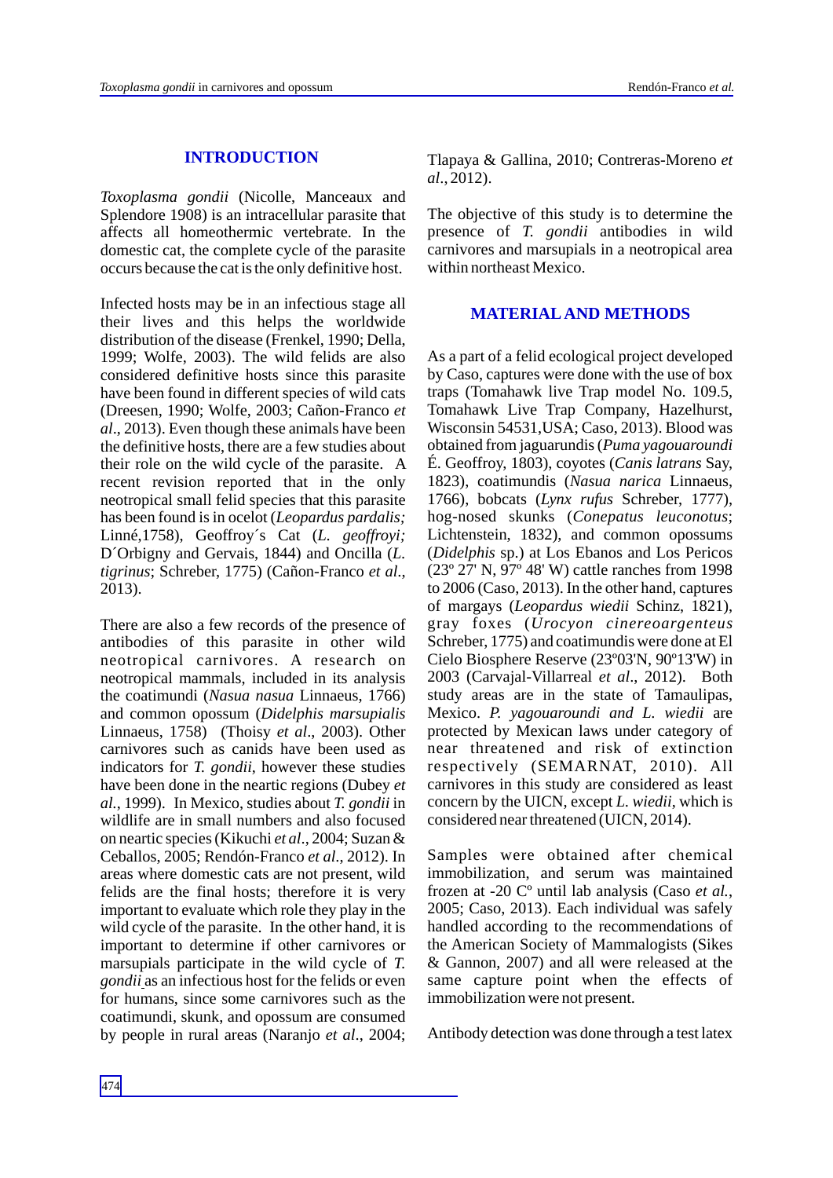## INTRODUCTION

*Toxoplasma gondii* (Nicolle, Manceaux and Splendore 1908) is an intracellular parasite that affects all homeothermic vertebrate. In the domestic cat, the complete cycle of the parasite occurs because the cat is the only definitive host.

Infected hosts may be in an infectious stage all their lives and this helps the worldwide distribution of the disease (Frenkel, 1990; Della, 1999; Wolfe, 2003). The wild felids are also considered definitive hosts since this parasite have been found in different species of wild cats (Dreesen, 1990; Wolfe, 2003; Cañon-Franco *et al*., 2013). Even though these animals have been the definitive hosts, there are a few studies about their role on the wild cycle of the parasite. A recent revision reported that in the only neotropical small felid species that this parasite has been found is in ocelot (*Leopardus pardalis;* Linné,1758), Geoffroy´s Cat (*L. geoffroyi;* D´Orbigny and Gervais, 1844) and Oncilla (*L. tigrinus*; Schreber, 1775) (Cañon-Franco *et al*., 2013).

There are also a few records of the presence of antibodies of this parasite in other wild neotropical carnivores. A research on neotropical mammals, included in its analysis the coatimundi (*Nasua nasua* Linnaeus, 1766) and common opossum (*Didelphis marsupialis* Linnaeus, 1758) (Thoisy *et al*., 2003). Other carnivores such as canids have been used as indicators for *T. gondii*, however these studies have been done in the neartic regions (Dubey *et al.*, 1999). In Mexico, studies about *T. gondii* in wildlife are in small numbers and also focused on neartic species (Kikuchi *et al*., 2004; Suzan & Ceballos, 2005; Rendón-Franco *et al.*, 2012). In areas where domestic cats are not present, wild felids are the final hosts; therefore it is very important to evaluate which role they play in the wild cycle of the parasite. In the other hand, it is important to determine if other carnivores or marsupials participate in the wild cycle of *T. gondii* as an infectious host for the felids or even for humans, since some carnivores such as the coatimundi, skunk, and opossum are consumed by people in rural areas (Naranjo *et al*., 2004; Tlapaya & Gallina, 2010; Contreras-Moreno *et al*., 2012).

The objective of this study is to determine the presence of *T. gondii* antibodies in wild carnivores and marsupials in a neotropical area within northeast Mexico.

## MATERIAL AND METHODS

As a part of a felid ecological project developed by Caso, captures were done with the use of box traps (Tomahawk live Trap model No. 109.5, Tomahawk Live Trap Company, Hazelhurst, Wisconsin 54531,USA; Caso, 2013). Blood was obtained from jaguarundis (*Puma yagouaroundi* É. Geoffroy, 1803), coyotes (*Canis latrans* Say, 1823), coatimundis (*Nasua narica* Linnaeus, 1766), bobcats (*Lynx rufus* Schreber, 1777), hog-nosed skunks (*Conepatus leuconotus*; Lichtenstein, 1832), and common opossums (*Didelphis* sp.) at Los Ebanos and Los Pericos (23º 27' N, 97º 48' W) cattle ranches from 1998 to 2006 (Caso, 2013). In the other hand, captures of margays (*Leopardus wiedii* Schinz, 1821), gray foxes (*Urocyon cinereoargenteus* Schreber, 1775) and coatimundis were done at El Cielo Biosphere Reserve (23º03'N, 90º13'W) in 2003 (Carvajal-Villarreal *et al*., 2012). Both study areas are in the state of Tamaulipas, Mexico. *P. yagouaroundi and L. wiedii* are protected by Mexican laws under category of near threatened and risk of extinction respectively (SEMARNAT, 2010). All carnivores in this study are considered as least concern by the UICN, except *L. wiedii*, which is considered near threatened (UICN, 2014).

Samples were obtained after chemical immobilization, and serum was maintained frozen at -20 Cº until lab analysis (Caso *et al.*, 2005; Caso, 2013). Each individual was safely handled according to the recommendations of the American Society of Mammalogists (Sikes & Gannon, 2007) and all were released at the same capture point when the effects of immobilization were not present.

Antibody detection was done through a test latex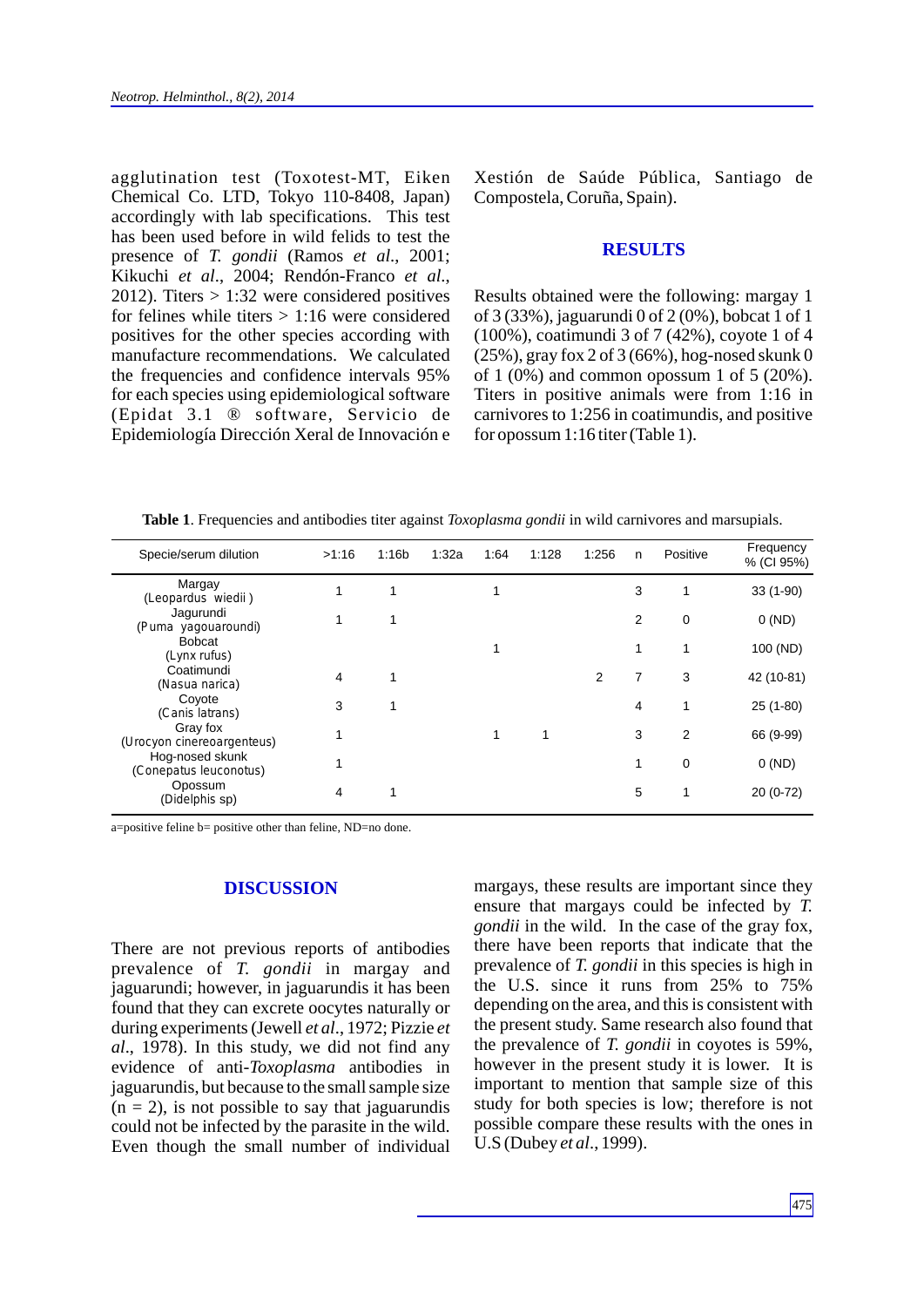agglutination test (Toxotest-MT, Eiken Chemical Co. LTD, Tokyo 110-8408, Japan) accordingly with lab specifications. This test has been used before in wild felids to test the presence of *T. gondii* (Ramos *et al*., 2001; Kikuchi *et al*., 2004; Rendón-Franco *et al*., 2012). Titers > 1:32 were considered positives for felines while titers > 1:16 were considered positives for the other species according with manufacture recommendations. We calculated the frequencies and confidence intervals 95% for each species using epidemiological software (Epidat 3.1 ® software, Servicio de Epidemiología Dirección Xeral de Innovación e Xestión de Saúde Pública, Santiago de Compostela, Coruña, Spain).

## RESULTS

Results obtained were the following: margay 1 of 3 (33%), jaguarundi 0 of 2 (0%), bobcat 1 of 1 (100%), coatimundi 3 of 7 (42%), coyote 1 of 4 (25%), gray fox 2 of 3 (66%), hog-nosed skunk 0 of 1 (0%) and common opossum 1 of 5 (20%). Titers in positive animals were from 1:16 in carnivores to 1:256 in coatimundis, and positive for opossum 1:16 titer (Table 1).

**Table 1**. Frequencies and antibodies titer against *Toxoplasma gondii* in wild carnivores and marsupials.

| Specie/serum dilution | >1:16 | 1:16b | 1:32a | 1:64 | 1:128 | 1:256 | n | Positive | Frequency % (CI 95%) |
|---|---|---|---|---|---|---|---|---|---|
| Margay (*Leopardus wiedii*) | 1 | 1 | | 1 | | | 3 | 1 | 33 (1-90) |
| Jagurundi (*Puma yagouaroundi*) | 1 | 1 | | | | | 2 | 0 | 0 (ND) |
| Bobcat (*Lynx rufus*) | | | | 1 | | | 1 | 1 | 100 (ND) |
| Coatimundi (*Nasua narica*) | 4 | 1 | | | | 2 | 7 | 3 | 42 (10-81) |
| Coyote (*Canis latrans*) | 3 | 1 | | | | | 4 | 1 | 25 (1-80) |
| Gray fox (*Urocyon cinereoargenteus*) | 1 | | | 1 | 1 | | 3 | 2 | 66 (9-99) |
| Hog-nosed skunk (*Conepatus leuconotus*) | 1 | | | | | | 1 | 0 | 0 (ND) |
| Opossum (*Didelphis* sp) | 4 | 1 | | | | | 5 | 1 | 20 (0-72) |

a=positive feline b= positive other than feline, ND=no done.

## DISCUSSION

There are not previous reports of antibodies prevalence of *T. gondii* in margay and jaguarundi; however, in jaguarundis it has been found that they can excrete oocytes naturally or during experiments (Jewell *et al*., 1972; Pizzie *et al*., 1978). In this study, we did not find any evidence of anti-*Toxoplasma* antibodies in jaguarundis, but because to the small sample size (n = 2), is not possible to say that jaguarundis could not be infected by the parasite in the wild. Even though the small number of individual margays, these results are important since they ensure that margays could be infected by *T. gondii* in the wild. In the case of the gray fox, there have been reports that indicate that the prevalence of *T. gondii* in this species is high in the U.S. since it runs from 25% to 75% depending on the area, and this is consistent with the present study. Same research also found that the prevalence of *T. gondii* in coyotes is 59%, however in the present study it is lower. It is important to mention that sample size of this study for both species is low; therefore is not possible compare these results with the ones in U.S (Dubey *et al*., 1999).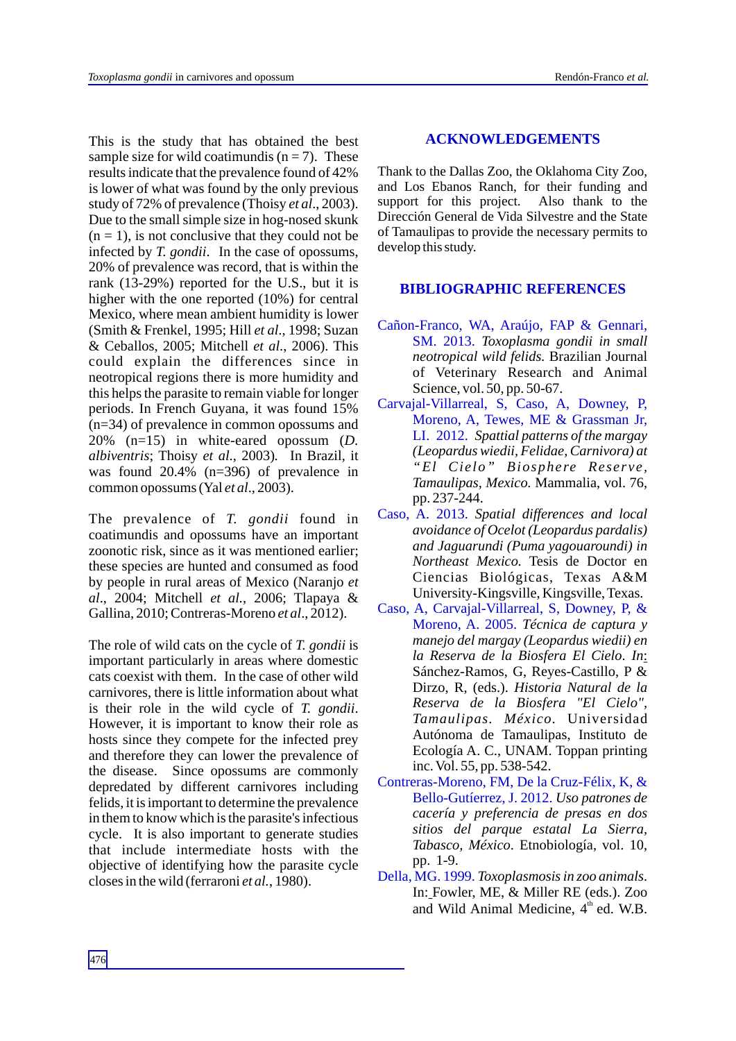This is the study that has obtained the best sample size for wild coatimundis (n = 7). These results indicate that the prevalence found of 42% is lower of what was found by the only previous study of 72% of prevalence (Thoisy *et al*., 2003). Due to the small simple size in hog-nosed skunk (n = 1), is not conclusive that they could not be infected by *T. gondii*. In the case of opossums, 20% of prevalence was record, that is within the rank (13-29%) reported for the U.S., but it is higher with the one reported (10%) for central Mexico, where mean ambient humidity is lower (Smith & Frenkel, 1995; Hill *et al*., 1998; Suzan & Ceballos, 2005; Mitchell *et al*., 2006). This could explain the differences since in neotropical regions there is more humidity and this helps the parasite to remain viable for longer periods. In French Guyana, it was found 15% (n=34) of prevalence in common opossums and 20% (n=15) in white-eared opossum (*D. albiventris*; Thoisy *et al*., 2003). In Brazil, it was found 20.4% (n=396) of prevalence in common opossums (Yal *et al*., 2003).

The prevalence of *T. gondii* found in coatimundis and opossums have an important zoonotic risk, since as it was mentioned earlier; these species are hunted and consumed as food by people in rural areas of Mexico (Naranjo *et al*., 2004; Mitchell *et al*., 2006; Tlapaya & Gallina, 2010; Contreras-Moreno *et al*., 2012).

The role of wild cats on the cycle of *T. gondii* is important particularly in areas where domestic cats coexist with them. In the case of other wild carnivores, there is little information about what is their role in the wild cycle of *T. gondii*. However, it is important to know their role as hosts since they compete for the infected prey and therefore they can lower the prevalence of the disease. Since opossums are commonly depredated by different carnivores including felids, it is important to determine the prevalence in them to know which is the parasite's infectious cycle. It is also important to generate studies that include intermediate hosts with the objective of identifying how the parasite cycle closes in the wild (ferraroni *et al*., 1980).

## ACKNOWLEDGEMENTS

Thank to the Dallas Zoo, the Oklahoma City Zoo, and Los Ebanos Ranch, for their funding and support for this project. Also thank to the Dirección General de Vida Silvestre and the State of Tamaulipas to provide the necessary permits to develop this study.

## BIBLIOGRAPHIC REFERENCES

Cañon-Franco, WA, Araújo, FAP & Gennari, SM. 2013. *Toxoplasma gondii in small neotropical wild felids.* Brazilian Journal of Veterinary Research and Animal Science, vol. 50, pp. 50-67.

Carvajal-Villarreal, S, Caso, A, Downey, P, Moreno, A, Tewes, ME & Grassman Jr, LI. 2012. *Spattial patterns of the margay (Leopardus wiedii, Felidae, Carnivora) at "El Cielo" Biosphere Reserve, Tamaulipas, Mexico.* Mammalia, vol. 76, pp. 237-244.

Caso, A. 2013. *Spatial differences and local avoidance of Ocelot (Leopardus pardalis) and Jaguarundi (Puma yagouaroundi) in Northeast Mexico.* Tesis de Doctor en Ciencias Biológicas, Texas A&M University-Kingsville, Kingsville, Texas.

Caso, A, Carvajal-Villarreal, S, Downey, P, & Moreno, A. 2005. *Técnica de captura y manejo del margay (Leopardus wiedii) en la Reserva de la Biosfera El Cielo*. *In*: Sánchez-Ramos, G, Reyes-Castillo, P & Dirzo, R, (eds.). *Historia Natural de la Reserva de la Biosfera "El Cielo", Tamaulipas. México*. Universidad Autónoma de Tamaulipas, Instituto de Ecología A. C., UNAM. Toppan printing inc. Vol. 55, pp. 538-542.

Contreras-Moreno, FM, De la Cruz-Félix, K, & Bello-Gutíerrez, J. 2012. *Uso patrones de cacería y preferencia de presas en dos sitios del parque estatal La Sierra, Tabasco, México*. Etnobiología, vol. 10, pp. 1-9.

Della, MG. 1999. *Toxoplasmosis in zoo animals*. In: Fowler, ME, & Miller RE (eds.). Zoo and Wild Animal Medicine, 4th ed. W.B.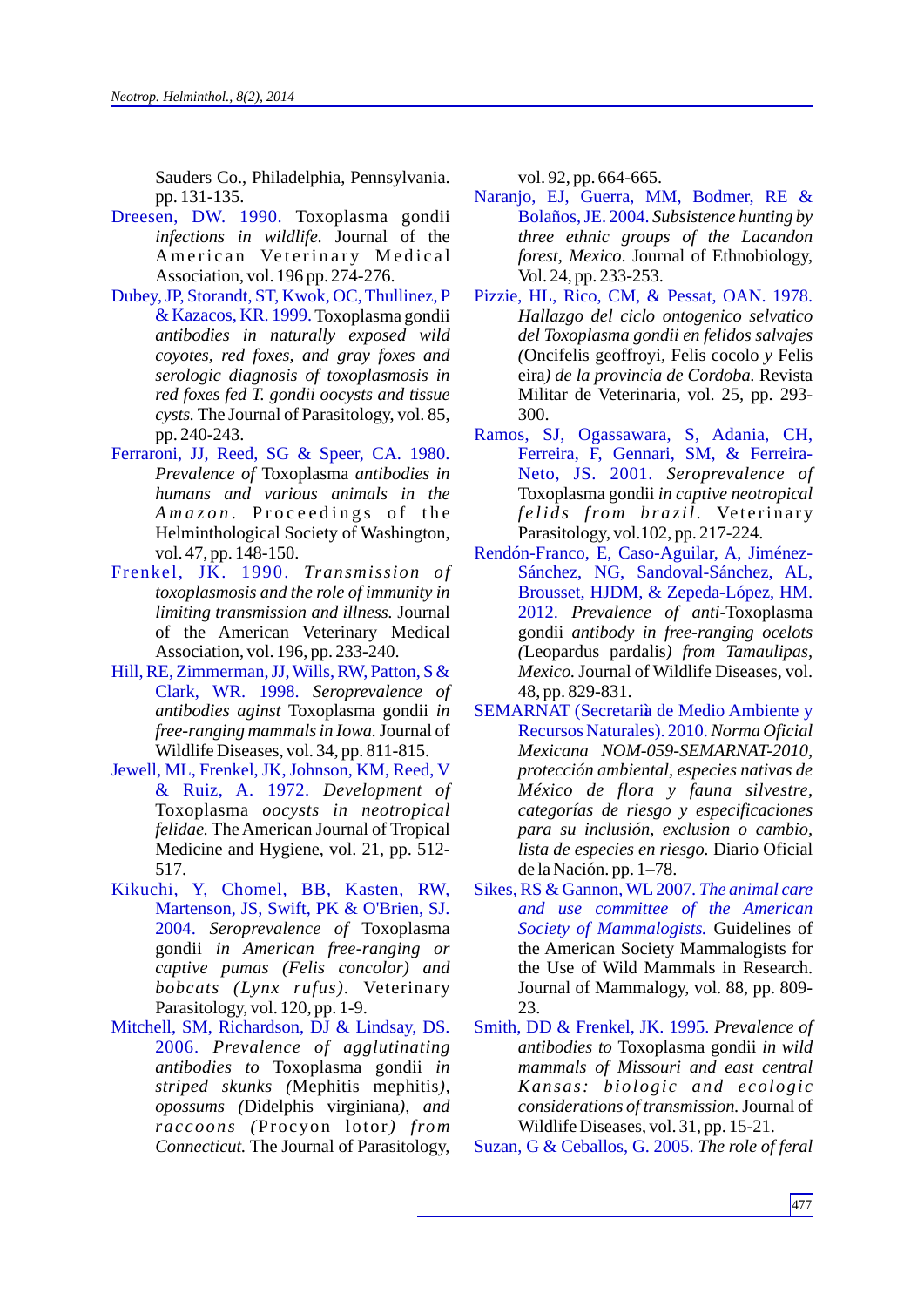Sauders Co., Philadelphia, Pennsylvania. pp. 131-135.

Dreesen, DW. 1990. Toxoplasma gondii *infections in wildlife.* Journal of the American Veterinary Medical Association, vol. 196 pp. 274-276.

Dubey, JP, Storandt, ST, Kwok, OC, Thullinez, P & Kazacos, KR. 1999. Toxoplasma gondii *antibodies in naturally exposed wild coyotes, red foxes, and gray foxes and serologic diagnosis of toxoplasmosis in red foxes fed T. gondii oocysts and tissue cysts.* The Journal of Parasitology, vol. 85, pp. 240-243.

Ferraroni, JJ, Reed, SG & Speer, CA. 1980. *Prevalence of* Toxoplasma *antibodies in humans and various animals in the Amazon.* Proceedings of the Helminthological Society of Washington, vol. 47, pp. 148-150.

Frenkel, JK. 1990. *Transmission of toxoplasmosis and the role of immunity in limiting transmission and illness.* Journal of the American Veterinary Medical Association, vol. 196, pp. 233-240.

Hill, RE, Zimmerman, JJ, Wills, RW, Patton, S & Clark, WR. 1998. *Seroprevalence of antibodies agist* Toxoplasma gondii *in free-ranging mammals in Iowa.* Journal of Wildlife Diseases, vol. 34, pp. 811-815.

Jewell, ML, Frenkel, JK, Johnson, KM, Reed, V & Ruiz, A. 1972. *Development of* Toxoplasma *oocysts in neotropical felidae.* The American Journal of Tropical Medicine and Hygiene, vol. 21, pp. 512-517.

Kikuchi, Y, Chomel, BB, Kasten, RW, Martenson, JS, Swift, PK & O'Brien, SJ. 2004. *Seroprevalence of* Toxoplasma gondii *in American free-ranging or captive pumas (Felis concolor) and bobcats (Lynx rufus).* Veterinary Parasitology, vol. 120, pp. 1-9.

Mitchell, SM, Richardson, DJ & Lindsay, DS. 2006. *Prevalence of agglutinating antibodies to* Toxoplasma gondii *in striped skunks (*Mephitis mephitis*), opossums (*Didelphis virginiana*), and raccoons (*Procyon lotor*) from Connecticut.* The Journal of Parasitology, vol. 92, pp. 664-665.

Naranjo, EJ, Guerra, MM, Bodmer, RE & Bolaños, JE. 2004. *Subsistence hunting by three ethnic groups of the Lacandon forest, Mexico.* Journal of Ethnobiology, Vol. 24, pp. 233-253.

Pizzie, HL, Rico, CM, & Pessat, OAN. 1978. *Hallazgo del ciclo ontogenico selvatico del Toxoplasma gondii en felidos salvajes (*Oncifelis geoffroyi, Felis cocolo *y* Felis eira*) de la provincia de Cordoba.* Revista Militar de Veterinaria, vol. 25, pp. 293-300.

Ramos, SJ, Ogassawara, S, Adania, CH, Ferreira, F, Gennari, SM, & Ferreira-Neto, JS. 2001. *Seroprevalence of* Toxoplasma gondii *in captive neotropical felids from brazil.* Veterinary Parasitology, vol.102, pp. 217-224.

Rendón-Franco, E, Caso-Aguilar, A, Jiménez-Sánchez, NG, Sandoval-Sánchez, AL, Brousset, HJDM, & Zepeda-López, HM. 2012. *Prevalence of anti-*Toxoplasma gondii *antibody in free-ranging ocelots (*Leopardus pardalis*) from Tamaulipas, Mexico.* Journal of Wildlife Diseases, vol. 48, pp. 829-831.

SEMARNAT (Secretarìa de Medio Ambiente y Recursos Naturales). 2010. *Norma Oficial Mexicana NOM-059-SEMARNAT-2010, protección ambiental, especies nativas de México de flora y fauna silvestre, categorías de riesgo y especificaciones para su inclusión, exclusion o cambio, lista de especies en riesgo.* Diario Oficial de la Nación. pp. 1–78.

Sikes, RS & Gannon, WL 2007. *The animal care and use committee of the American Society of Mammalogists.* Guidelines of the American Society Mammalogists for the Use of Wild Mammals in Research. Journal of Mammalogy, vol. 88, pp. 809-23.

Smith, DD & Frenkel, JK. 1995. *Prevalence of antibodies to* Toxoplasma gondii *in wild mammals of Missouri and east central Kansas: biologic and ecologic considerations of transmission.* Journal of Wildlife Diseases, vol. 31, pp. 15-21.

Suzan, G & Ceballos, G. 2005. *The role of feral*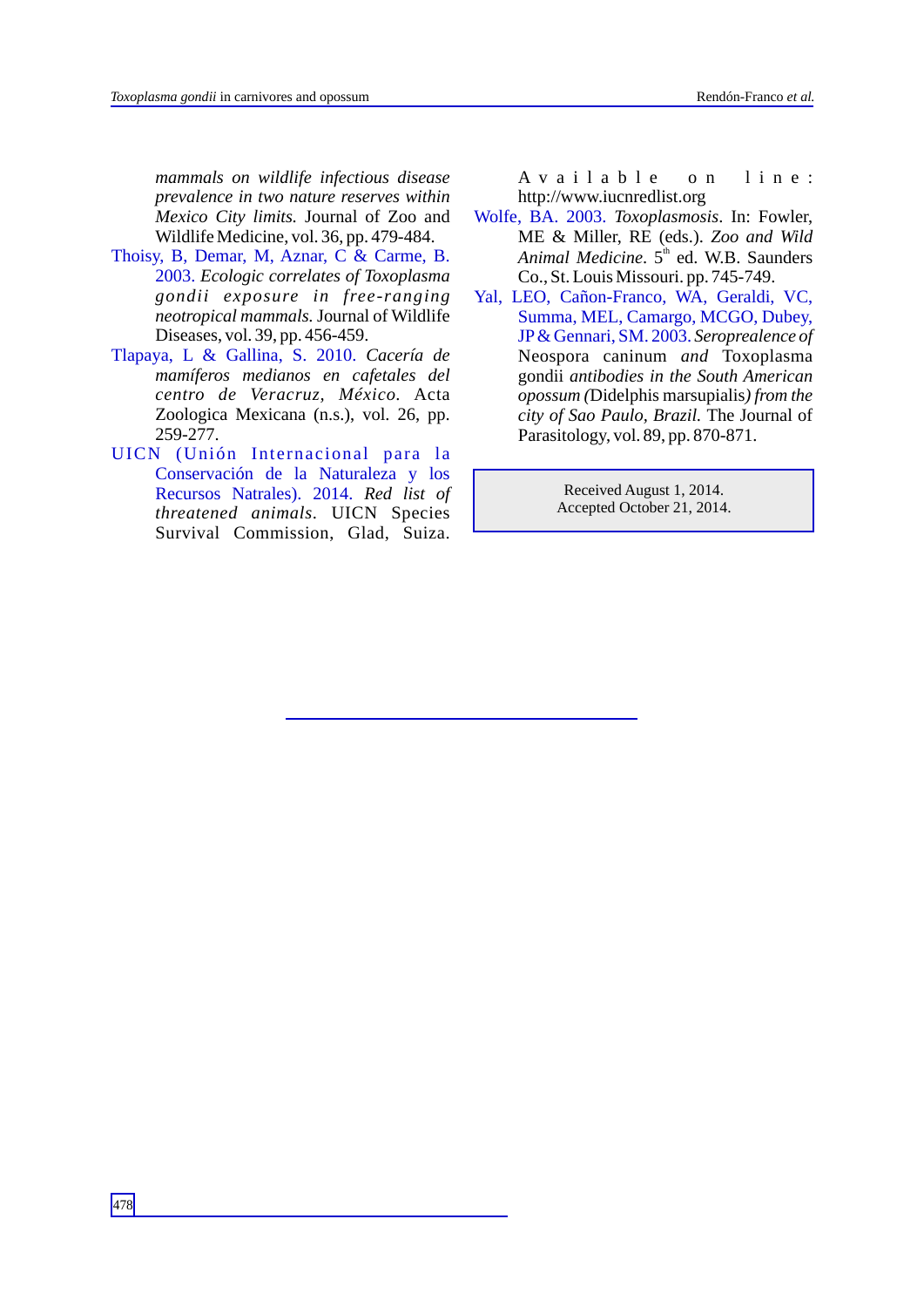*mammals on wildlife infectious disease prevalence in two nature reserves within Mexico City limits.* Journal of Zoo and Wildlife Medicine, vol. 36, pp. 479-484.

Thoisy, B, Demar, M, Aznar, C & Carme, B. 2003. *Ecologic correlates of Toxoplasma gondii exposure in free-ranging neotropical mammals.* Journal of Wildlife Diseases, vol. 39, pp. 456-459.

Tlapaya, L & Gallina, S. 2010. *Cacería de mamíferos medianos en cafetales del centro de Veracruz, México.* Acta Zoologica Mexicana (n.s.), vol. 26, pp. 259-277.

UICN (Unión Internacional para la Conservación de la Naturaleza y los Recursos Natrales). 2014. *Red list of threatened animals.* UICN Species Survival Commission, Glad, Suiza. Available on line: http://www.iucnredlist.org

Wolfe, BA. 2003. *Toxoplasmosis*. In: Fowler, ME & Miller, RE (eds.). *Zoo and Wild Animal Medicine*. 5th ed. W.B. Saunders Co., St. Louis Missouri. pp. 745-749.

Yal, LEO, Cañon-Franco, WA, Geraldi, VC, Summa, MEL, Camargo, MCGO, Dubey, JP & Gennari, SM. 2003. *Seroprealence of* Neospora caninum *and* Toxoplasma gondii *antibodies in the South American opossum (*Didelphis marsupialis*) from the city of Sao Paulo, Brazil.* The Journal of Parasitology, vol. 89, pp. 870-871.

Received August 1, 2014.
Accepted October 21, 2014.